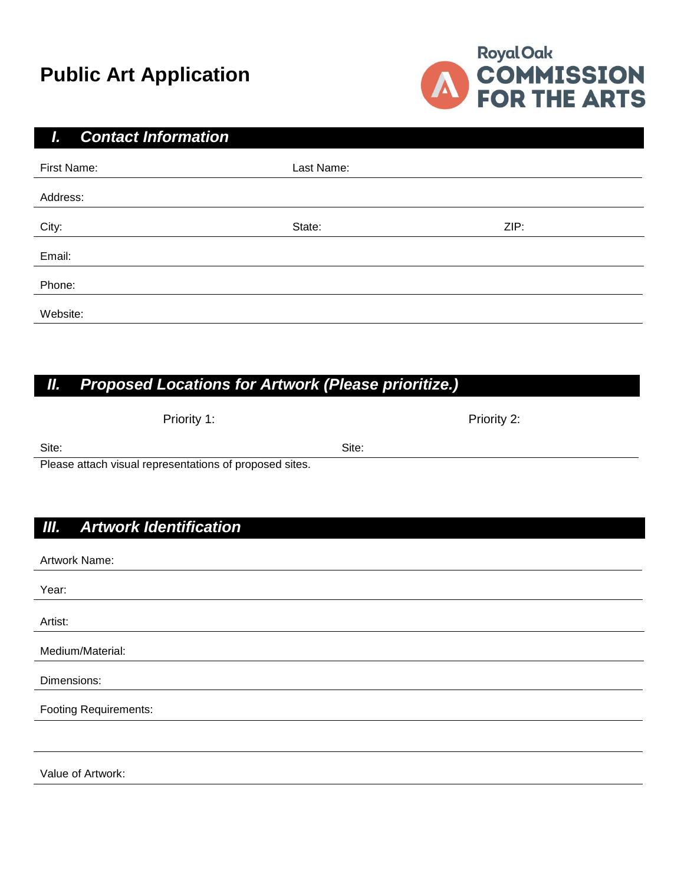# Public Art Application

Royal Oak COMMISSION FOR THE ARTS

## *I. Contact Information*

First Name: Last Name:

Address:

City: State: ZIP:

Email:

Phone:

Website:

## *II. Proposed Locations for Artwork (Please prioritize.)*

| Priority 1: | Priority 2: |
| --- | --- |
| Site: | Site: |

Please attach visual representations of proposed sites.

## *III. Artwork Identification*

Artwork Name:

Year:

Artist:

Medium/Material:

Dimensions:

Footing Requirements:

Value of Artwork: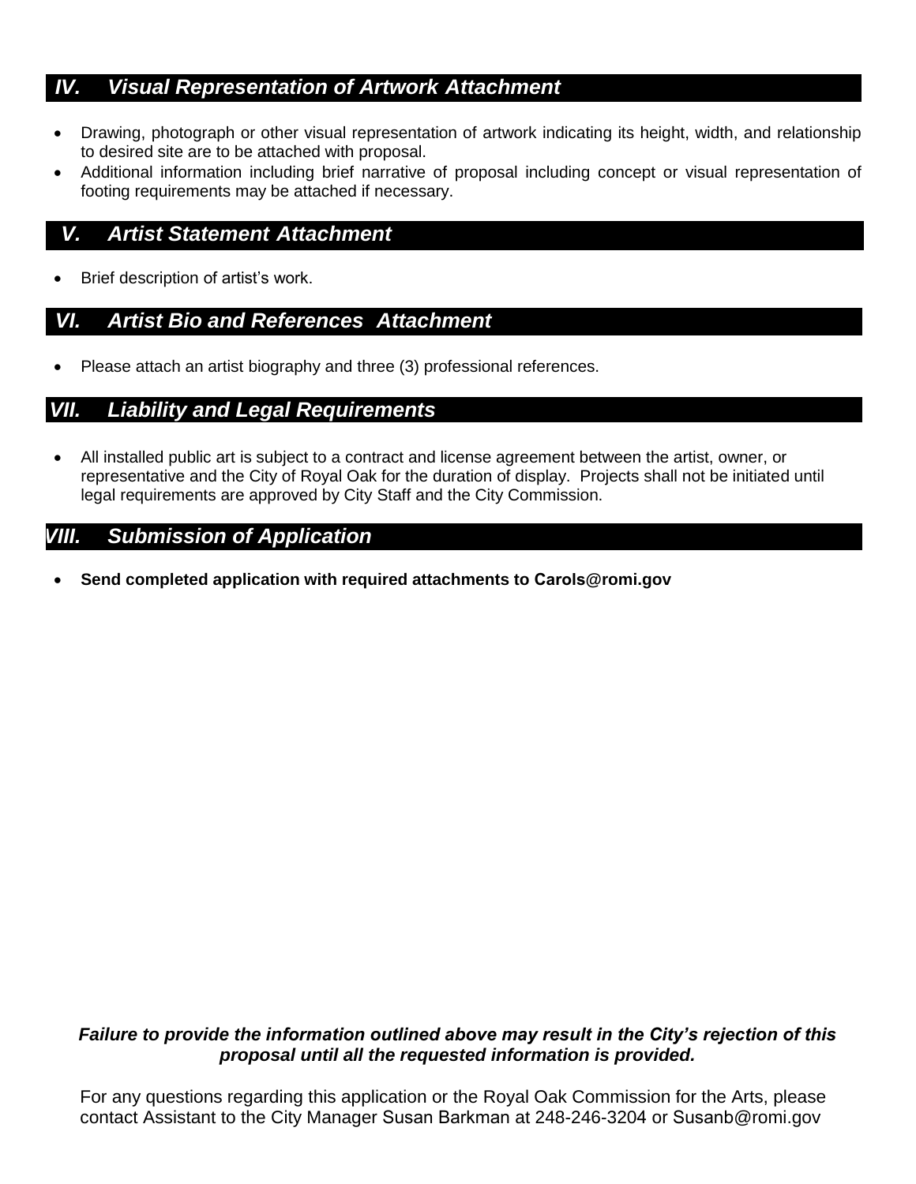## *IV. Visual Representation of Artwork Attachment*

- Drawing, photograph or other visual representation of artwork indicating its height, width, and relationship to desired site are to be attached with proposal.
- Additional information including brief narrative of proposal including concept or visual representation of footing requirements may be attached if necessary.

## *V. Artist Statement Attachment*

- Brief description of artist's work.

## *VI. Artist Bio and References Attachment*

- Please attach an artist biography and three (3) professional references.

## *VII. Liability and Legal Requirements*

- All installed public art is subject to a contract and license agreement between the artist, owner, or representative and the City of Royal Oak for the duration of display. Projects shall not be initiated until legal requirements are approved by City Staff and the City Commission.

## *VIII. Submission of Application*

- **Send completed application with required attachments to Carols@romi.gov**

***Failure to provide the information outlined above may result in the City's rejection of this proposal until all the requested information is provided.***

For any questions regarding this application or the Royal Oak Commission for the Arts, please contact Assistant to the City Manager Susan Barkman at 248-246-3204 or Susanb@romi.gov